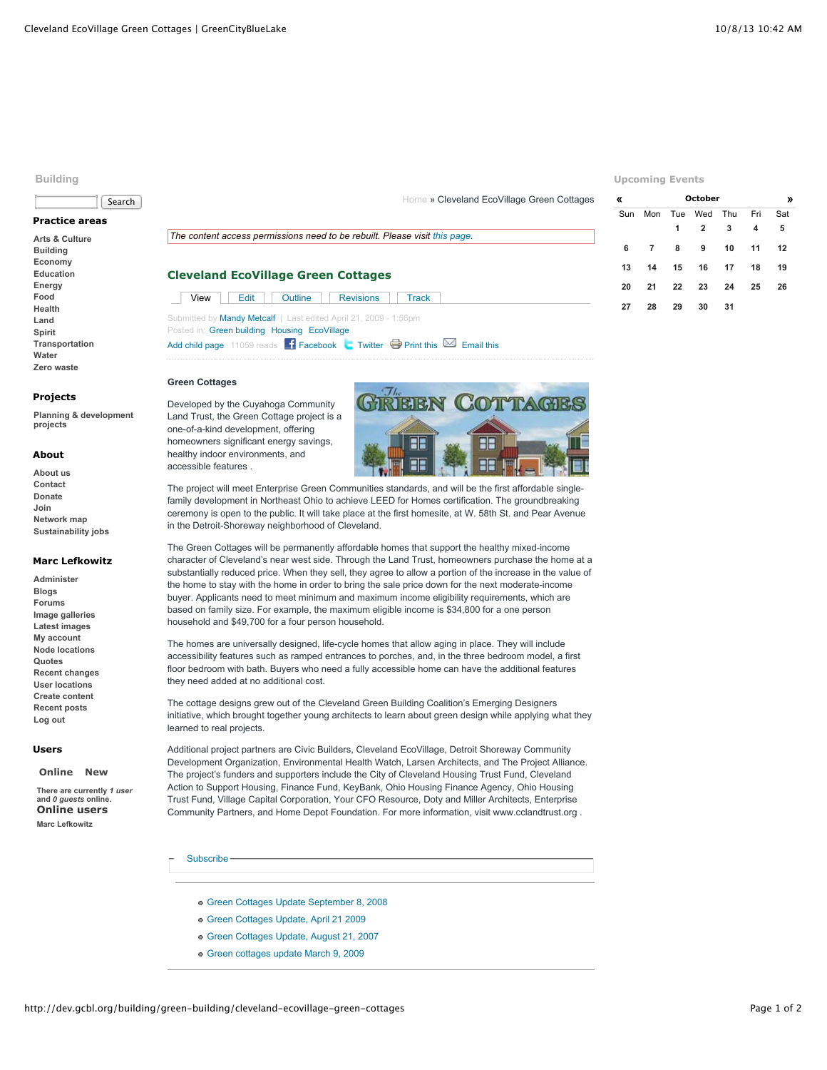Building

Search

**Practice areas**

- Arts & Culture
- Building
- Economy
- Education
- Energy
- Food
- Health
- Land
- Spirit
- Transportation
- Water
- Zero waste

**Projects**

- Planning & development projects

**About**

- About us
- Contact
- Donate
- Join
- Network map
- Sustainability jobs

**Marc Lefkowitz**

- Administer
- Blogs
- Forums
- Image galleries
- Latest images
- My account
- Node locations
- Quotes
- Recent changes
- User locations
- Create content
- Recent posts
- Log out

**Users**

Online New

There are currently *1 user* and *0 guests* online.

**Online users**

Marc Lefkowitz

Home » Cleveland EcoVillage Green Cottages

*The content access permissions need to be rebuilt. Please visit this page.*

# Cleveland EcoVillage Green Cottages

View | Edit | Outline | Revisions | Track

Submitted by Mandy Metcalf | Last edited April 21, 2009 - 1:56pm
Posted in: Green building Housing EcoVillage
Add child page 11059 reads Facebook Twitter Print this Email this

**Green Cottages**

Developed by the Cuyahoga Community Land Trust, the Green Cottage project is a one-of-a-kind development, offering homeowners significant energy savings, healthy indoor environments, and accessible features .

The project will meet Enterprise Green Communities standards, and will be the first affordable single-family development in Northeast Ohio to achieve LEED for Homes certification. The groundbreaking ceremony is open to the public. It will take place at the first homesite, at W. 58th St. and Pear Avenue in the Detroit-Shoreway neighborhood of Cleveland.

The Green Cottages will be permanently affordable homes that support the healthy mixed-income character of Cleveland's near west side. Through the Land Trust, homeowners purchase the home at a substantially reduced price. When they sell, they agree to allow a portion of the increase in the value of the home to stay with the home in order to bring the sale price down for the next moderate-income buyer. Applicants need to meet minimum and maximum income eligibility requirements, which are based on family size. For example, the maximum eligible income is $34,800 for a one person household and $49,700 for a four person household.

The homes are universally designed, life-cycle homes that allow aging in place. They will include accessibility features such as ramped entrances to porches, and, in the three bedroom model, a first floor bedroom with bath. Buyers who need a fully accessible home can have the additional features they need added at no additional cost.

The cottage designs grew out of the Cleveland Green Building Coalition's Emerging Designers initiative, which brought together young architects to learn about green design while applying what they learned to real projects.

Additional project partners are Civic Builders, Cleveland EcoVillage, Detroit Shoreway Community Development Organization, Environmental Health Watch, Larsen Architects, and The Project Alliance. The project's funders and supporters include the City of Cleveland Housing Trust Fund, Cleveland Action to Support Housing, Finance Fund, KeyBank, Ohio Housing Finance Agency, Ohio Housing Trust Fund, Village Capital Corporation, Your CFO Resource, Doty and Miller Architects, Enterprise Community Partners, and Home Depot Foundation. For more information, visit www.cclandtrust.org .

Subscribe

- Green Cottages Update September 8, 2008
- Green Cottages Update, April 21 2009
- Green Cottages Update, August 21, 2007
- Green cottages update March 9, 2009

**Upcoming Events**

| « | | | October | | | » |
|---|---|---|---|---|---|---|
| Sun | Mon | Tue | Wed | Thu | Fri | Sat |
| | | 1 | 2 | 3 | 4 | 5 |
| 6 | 7 | 8 | 9 | 10 | 11 | 12 |
| 13 | 14 | 15 | 16 | 17 | 18 | 19 |
| 20 | 21 | 22 | 23 | 24 | 25 | 26 |
| 27 | 28 | 29 | 30 | 31 | | |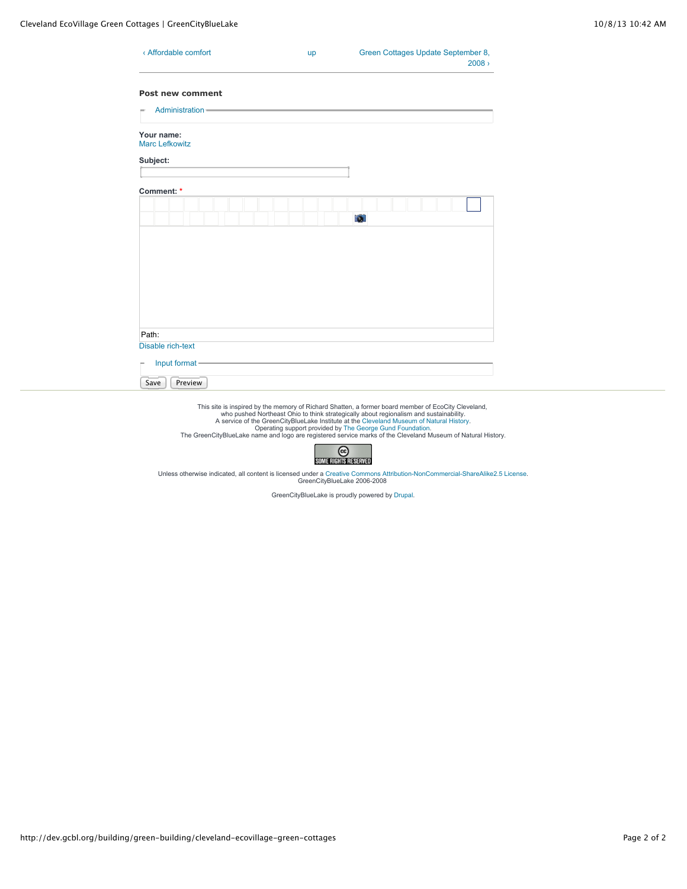‹ Affordable comfort | up | Green Cottages Update September 8, 2008 ›

### Post new comment

Administration

**Your name:**
Marc Lefkowitz

**Subject:**

**Comment:** *

Path:

Disable rich-text

Input format

Save | Preview

---

This site is inspired by the memory of Richard Shatten, a former board member of EcoCity Cleveland, who pushed Northeast Ohio to think strategically about regionalism and sustainability.
A service of the GreenCityBlueLake Institute at the Cleveland Museum of Natural History.
Operating support provided by The George Gund Foundation.
The GreenCityBlueLake name and logo are registered service marks of the Cleveland Museum of Natural History.

SOME RIGHTS RESERVED

Unless otherwise indicated, all content is licensed under a Creative Commons Attribution-NonCommercial-ShareAlike2.5 License.
GreenCityBlueLake 2006-2008

GreenCityBlueLake is proudly powered by Drupal.